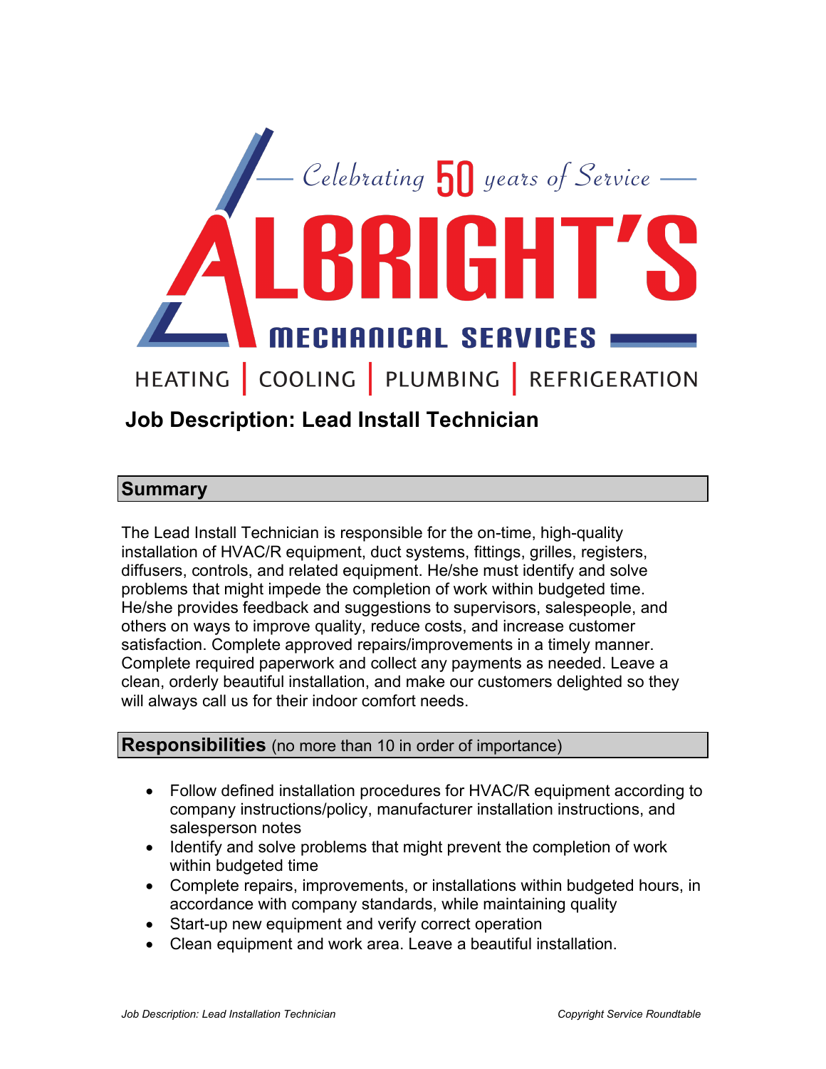Celebrating 50 years of Service

# ALBRIGHT'S

MECHANICAL SERVICES

HEATING | COOLING | PLUMBING | REFRIGERATION

## Job Description: Lead Install Technician

### Summary

The Lead Install Technician is responsible for the on-time, high-quality installation of HVAC/R equipment, duct systems, fittings, grilles, registers, diffusers, controls, and related equipment. He/she must identify and solve problems that might impede the completion of work within budgeted time. He/she provides feedback and suggestions to supervisors, salespeople, and others on ways to improve quality, reduce costs, and increase customer satisfaction. Complete approved repairs/improvements in a timely manner. Complete required paperwork and collect any payments as needed. Leave a clean, orderly beautiful installation, and make our customers delighted so they will always call us for their indoor comfort needs.

### Responsibilities (no more than 10 in order of importance)

- Follow defined installation procedures for HVAC/R equipment according to company instructions/policy, manufacturer installation instructions, and salesperson notes
- Identify and solve problems that might prevent the completion of work within budgeted time
- Complete repairs, improvements, or installations within budgeted hours, in accordance with company standards, while maintaining quality
- Start-up new equipment and verify correct operation
- Clean equipment and work area. Leave a beautiful installation.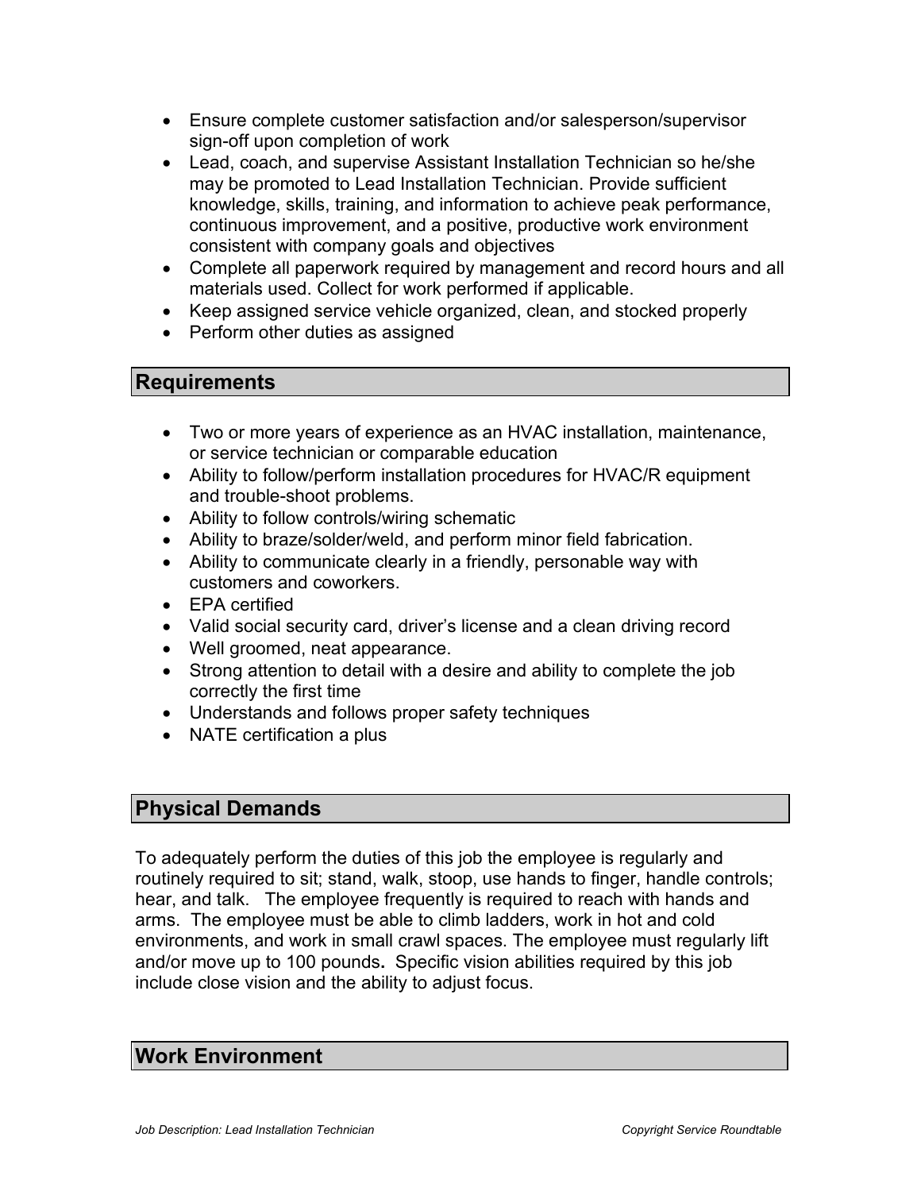- Ensure complete customer satisfaction and/or salesperson/supervisor sign-off upon completion of work
- Lead, coach, and supervise Assistant Installation Technician so he/she may be promoted to Lead Installation Technician. Provide sufficient knowledge, skills, training, and information to achieve peak performance, continuous improvement, and a positive, productive work environment consistent with company goals and objectives
- Complete all paperwork required by management and record hours and all materials used. Collect for work performed if applicable.
- Keep assigned service vehicle organized, clean, and stocked properly
- Perform other duties as assigned

## Requirements

- Two or more years of experience as an HVAC installation, maintenance, or service technician or comparable education
- Ability to follow/perform installation procedures for HVAC/R equipment and trouble-shoot problems.
- Ability to follow controls/wiring schematic
- Ability to braze/solder/weld, and perform minor field fabrication.
- Ability to communicate clearly in a friendly, personable way with customers and coworkers.
- EPA certified
- Valid social security card, driver's license and a clean driving record
- Well groomed, neat appearance.
- Strong attention to detail with a desire and ability to complete the job correctly the first time
- Understands and follows proper safety techniques
- NATE certification a plus

## Physical Demands

To adequately perform the duties of this job the employee is regularly and routinely required to sit; stand, walk, stoop, use hands to finger, handle controls; hear, and talk. The employee frequently is required to reach with hands and arms. The employee must be able to climb ladders, work in hot and cold environments, and work in small crawl spaces. The employee must regularly lift and/or move up to 100 pounds**.** Specific vision abilities required by this job include close vision and the ability to adjust focus.

## Work Environment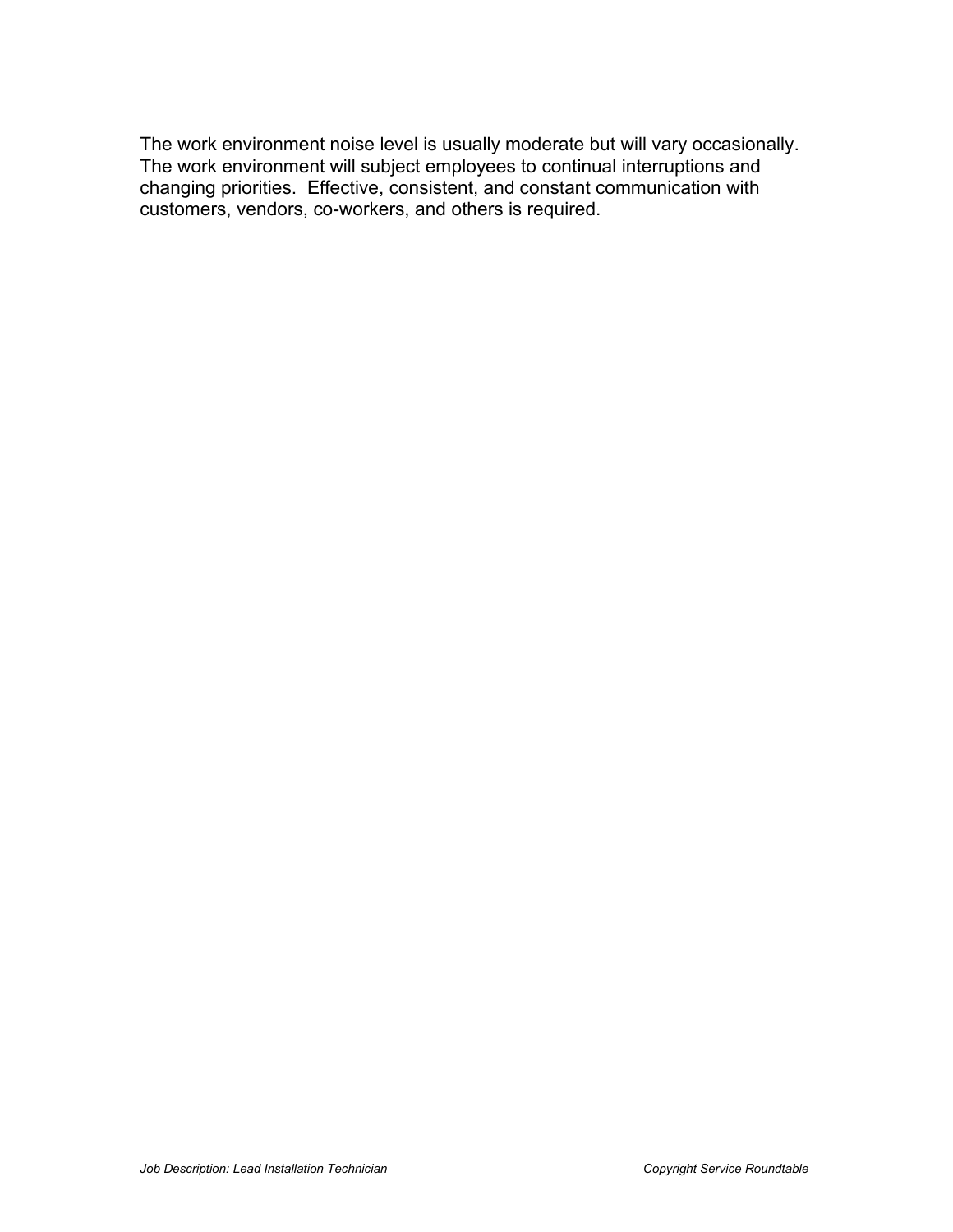The work environment noise level is usually moderate but will vary occasionally. The work environment will subject employees to continual interruptions and changing priorities. Effective, consistent, and constant communication with customers, vendors, co-workers, and others is required.